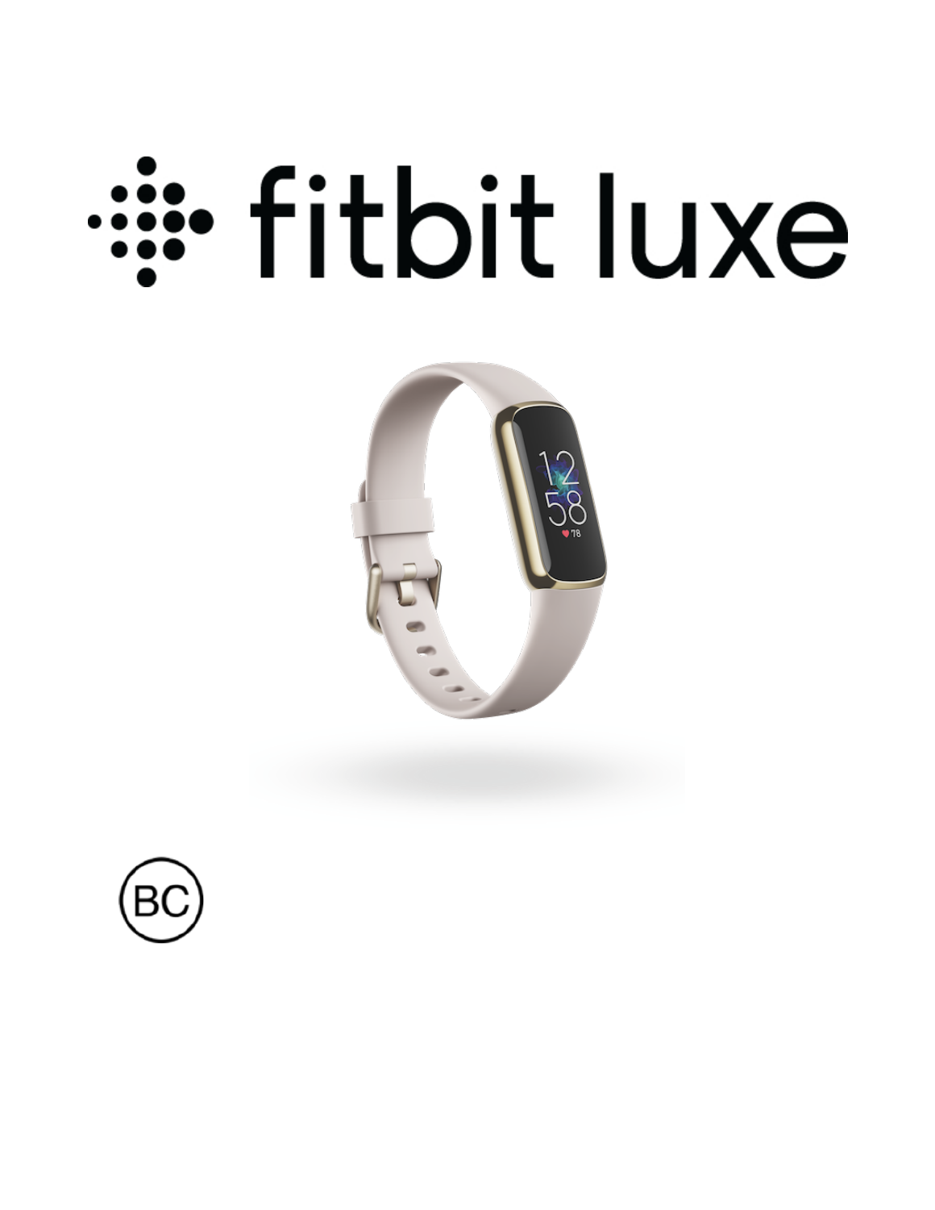# fitbit luxe

BC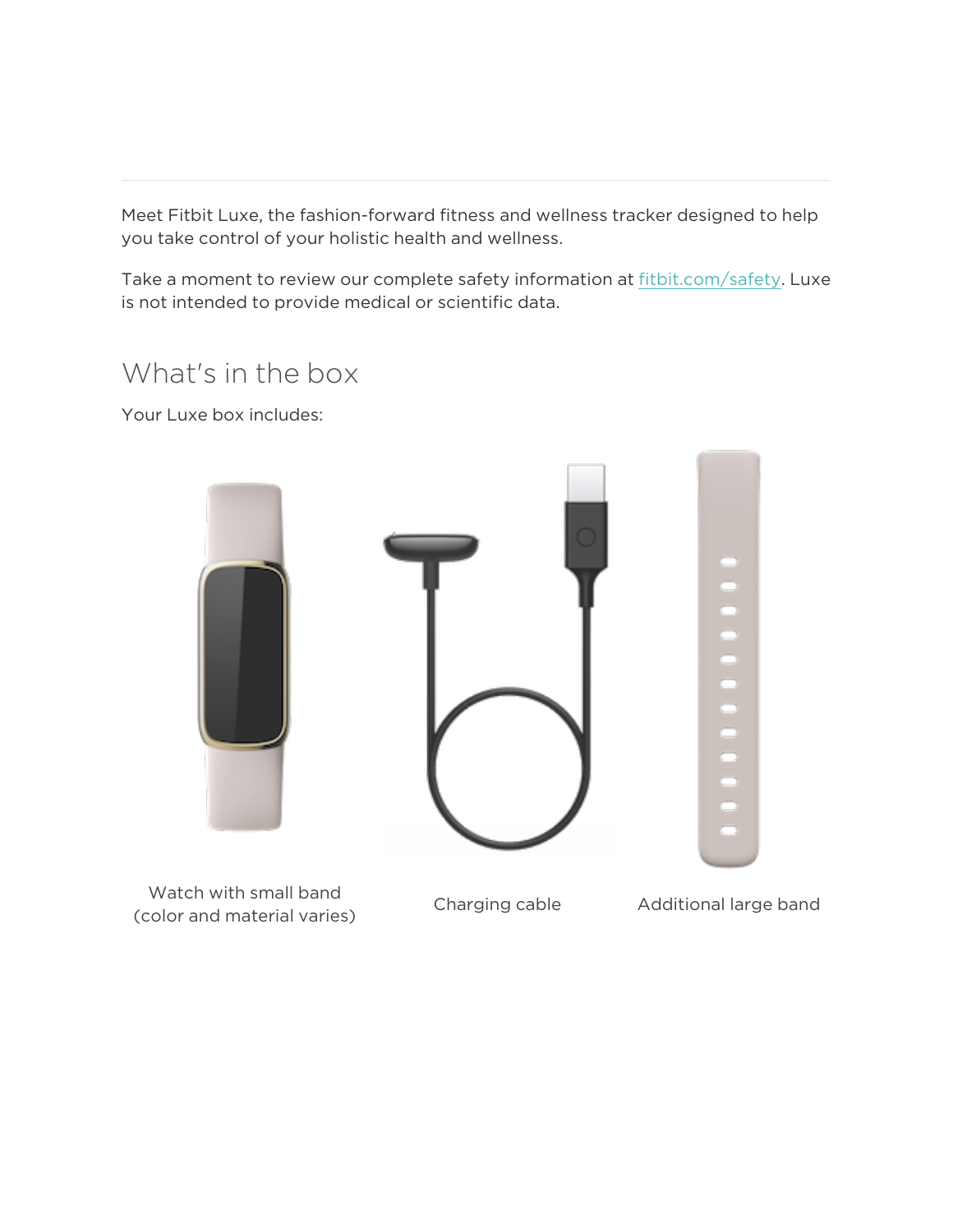Meet Fitbit Luxe, the fashion-forward fitness and wellness tracker designed to help you take control of your holistic health and wellness.

Take a moment to review our complete safety information at [fitbit.com/safety](fitbit.com/safety). Luxe is not intended to provide medical or scientific data.

## What's in the box

Your Luxe box includes:

| Watch with small band (color and material varies) | Charging cable | Additional large band |
| --- | --- | --- |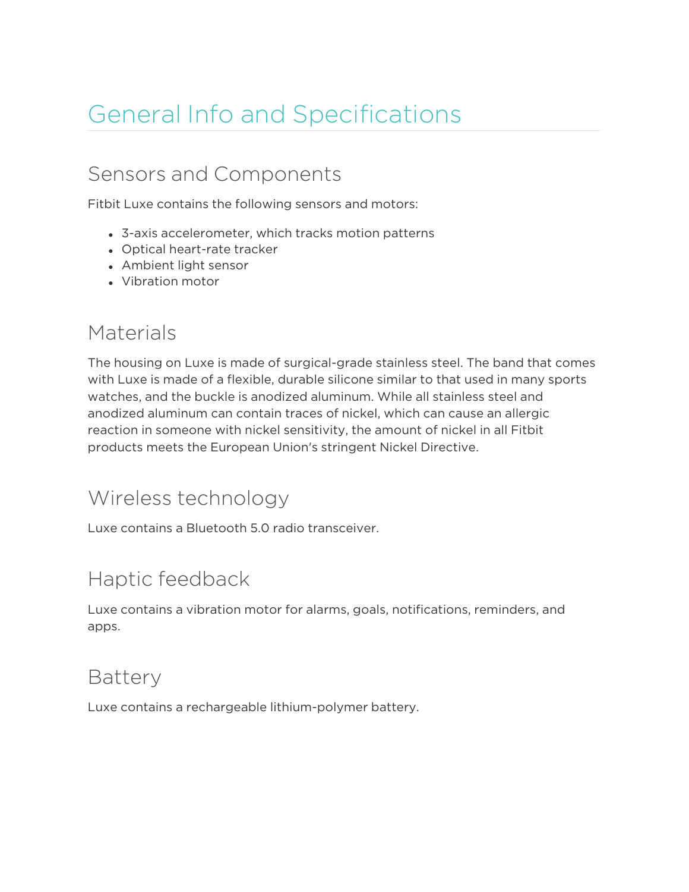# General Info and Specifications

## Sensors and Components

Fitbit Luxe contains the following sensors and motors:

- 3-axis accelerometer, which tracks motion patterns
- Optical heart-rate tracker
- Ambient light sensor
- Vibration motor

## Materials

The housing on Luxe is made of surgical-grade stainless steel. The band that comes with Luxe is made of a flexible, durable silicone similar to that used in many sports watches, and the buckle is anodized aluminum. While all stainless steel and anodized aluminum can contain traces of nickel, which can cause an allergic reaction in someone with nickel sensitivity, the amount of nickel in all Fitbit products meets the European Union's stringent Nickel Directive.

## Wireless technology

Luxe contains a Bluetooth 5.0 radio transceiver.

## Haptic feedback

Luxe contains a vibration motor for alarms, goals, notifications, reminders, and apps.

## Battery

Luxe contains a rechargeable lithium-polymer battery.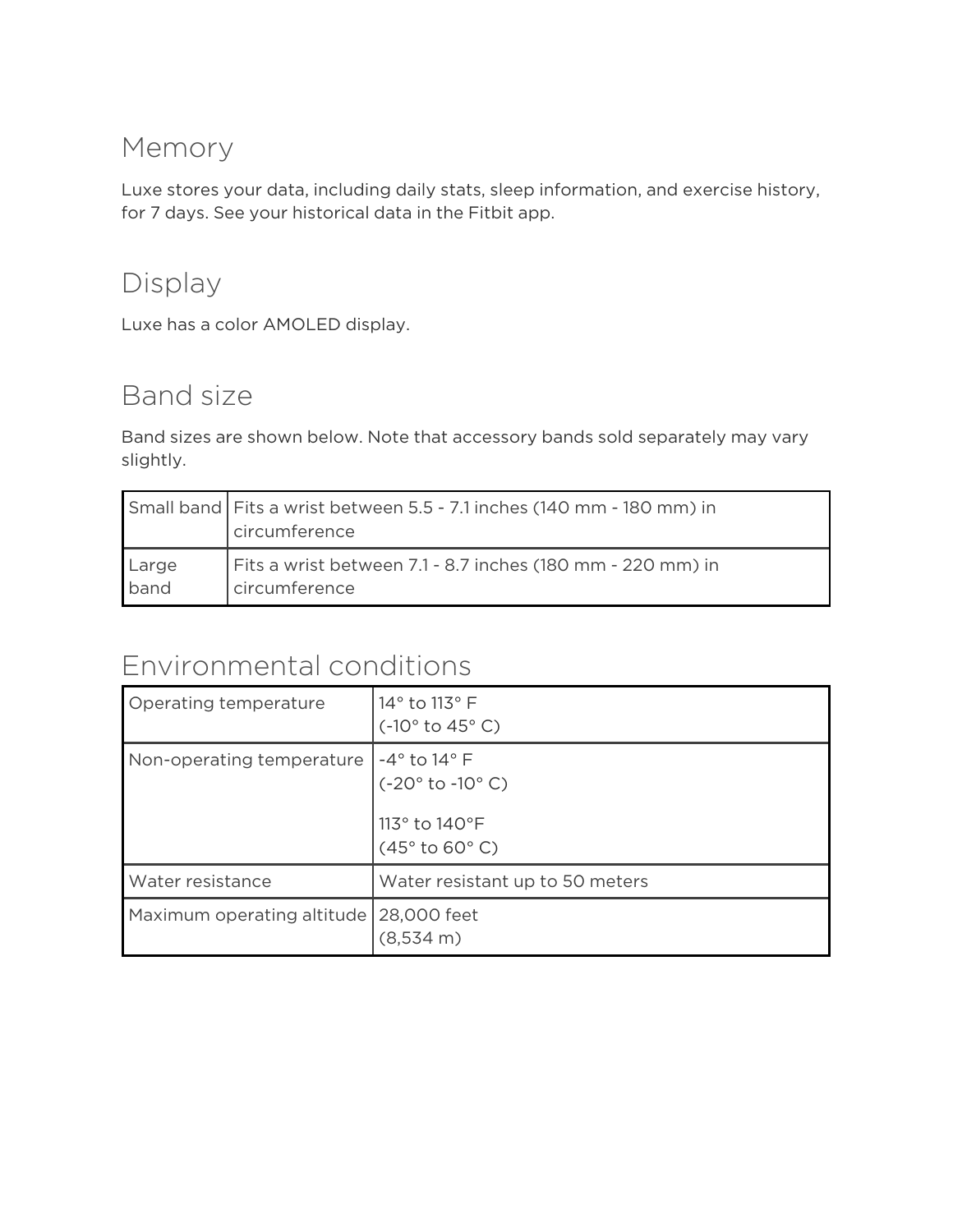## Memory

Luxe stores your data, including daily stats, sleep information, and exercise history, for 7 days. See your historical data in the Fitbit app.

## Display

Luxe has a color AMOLED display.

## Band size

Band sizes are shown below. Note that accessory bands sold separately may vary slightly.

| | |
|---|---|
| Small band | Fits a wrist between 5.5 - 7.1 inches (140 mm - 180 mm) in circumference |
| Large band | Fits a wrist between 7.1 - 8.7 inches (180 mm - 220 mm) in circumference |

## Environmental conditions

| | |
|---|---|
| Operating temperature | 14° to 113° F<br>(-10° to 45° C) |
| Non-operating temperature | -4° to 14° F<br>(-20° to -10° C)<br><br>113° to 140°F<br>(45° to 60° C) |
| Water resistance | Water resistant up to 50 meters |
| Maximum operating altitude | 28,000 feet<br>(8,534 m) |